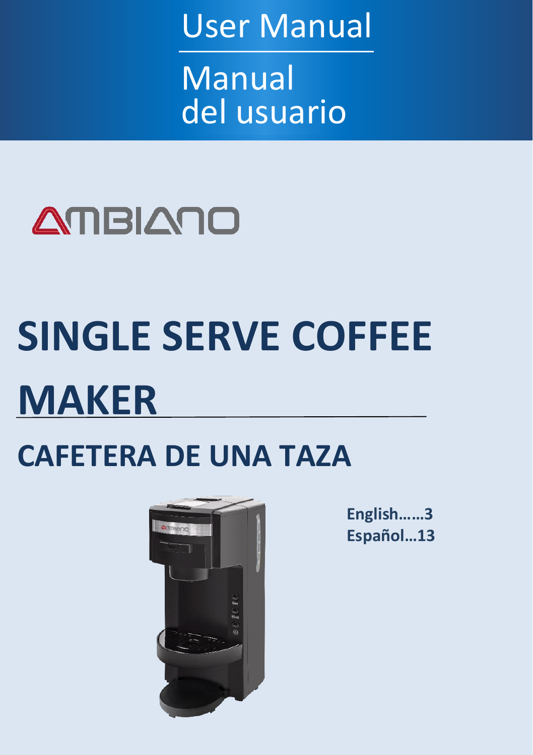User Manual

Manual del usuario

AMBIANO

# SINGLE SERVE COFFEE MAKER

## CAFETERA DE UNA TAZA

**English……3**
**Español…13**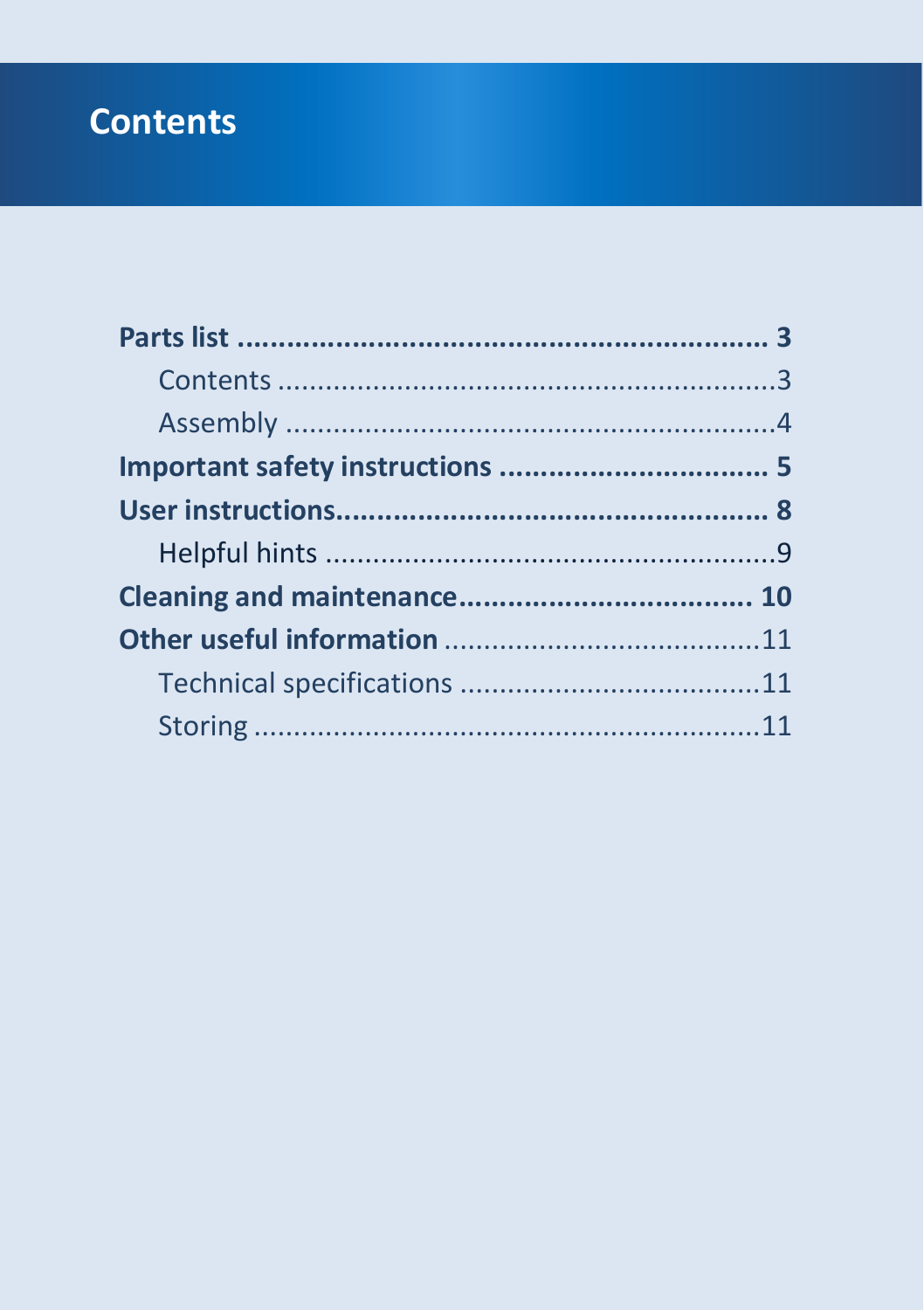# Contents

**Parts list ............................................................ 3**

  Contents ............................................................3

  Assembly ............................................................4

**Important safety instructions ................................ 5**

**User instructions................................................... 8**

  Helpful hints ........................................................9

**Cleaning and maintenance.................................. 10**

**Other useful information** .......................................11

  Technical specifications .....................................11

  Storing ..............................................................11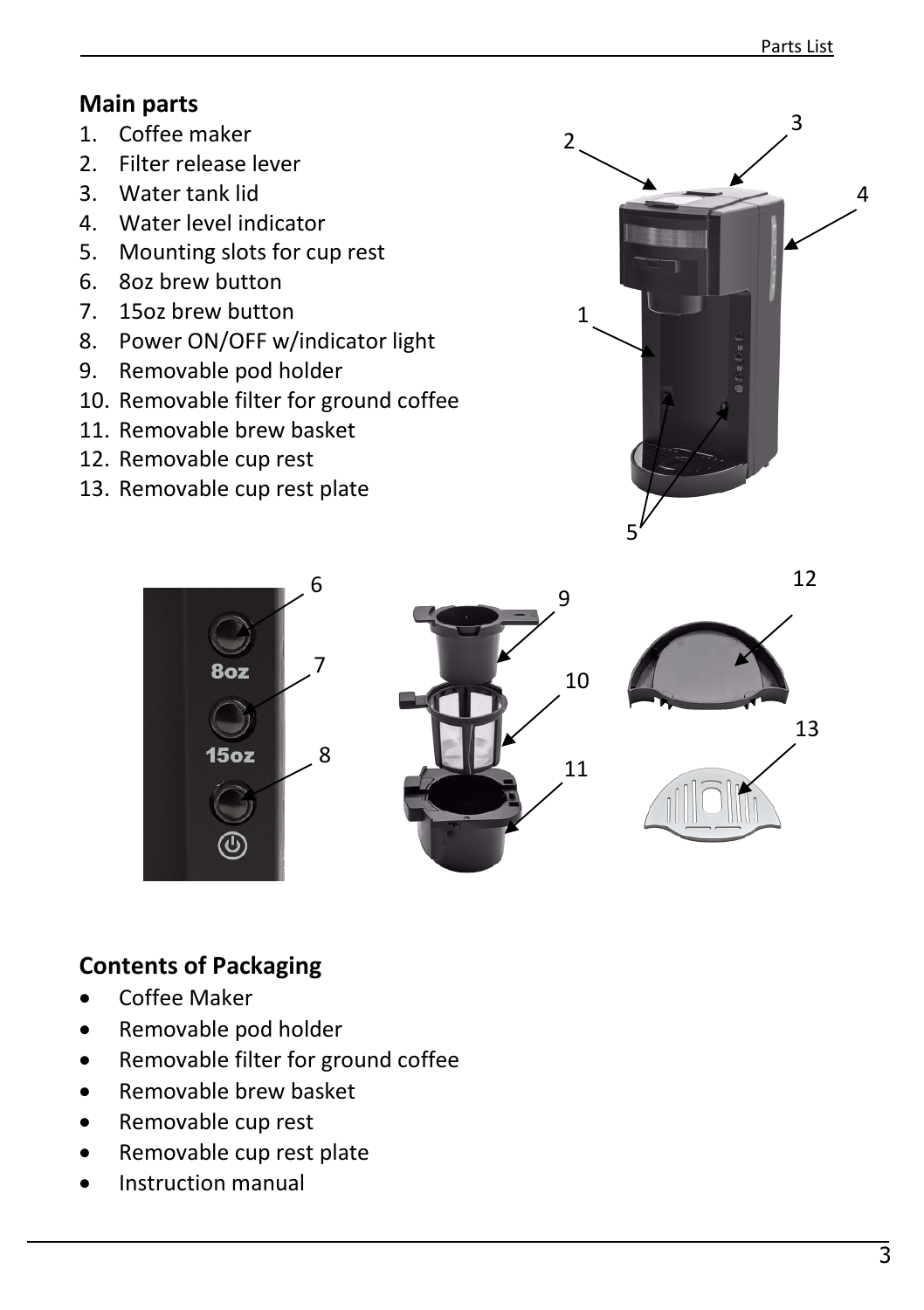## Main parts

1. Coffee maker
2. Filter release lever
3. Water tank lid
4. Water level indicator
5. Mounting slots for cup rest
6. 8oz brew button
7. 15oz brew button
8. Power ON/OFF w/indicator light
9. Removable pod holder
10. Removable filter for ground coffee
11. Removable brew basket
12. Removable cup rest
13. Removable cup rest plate

## Contents of Packaging

- Coffee Maker
- Removable pod holder
- Removable filter for ground coffee
- Removable brew basket
- Removable cup rest
- Removable cup rest plate
- Instruction manual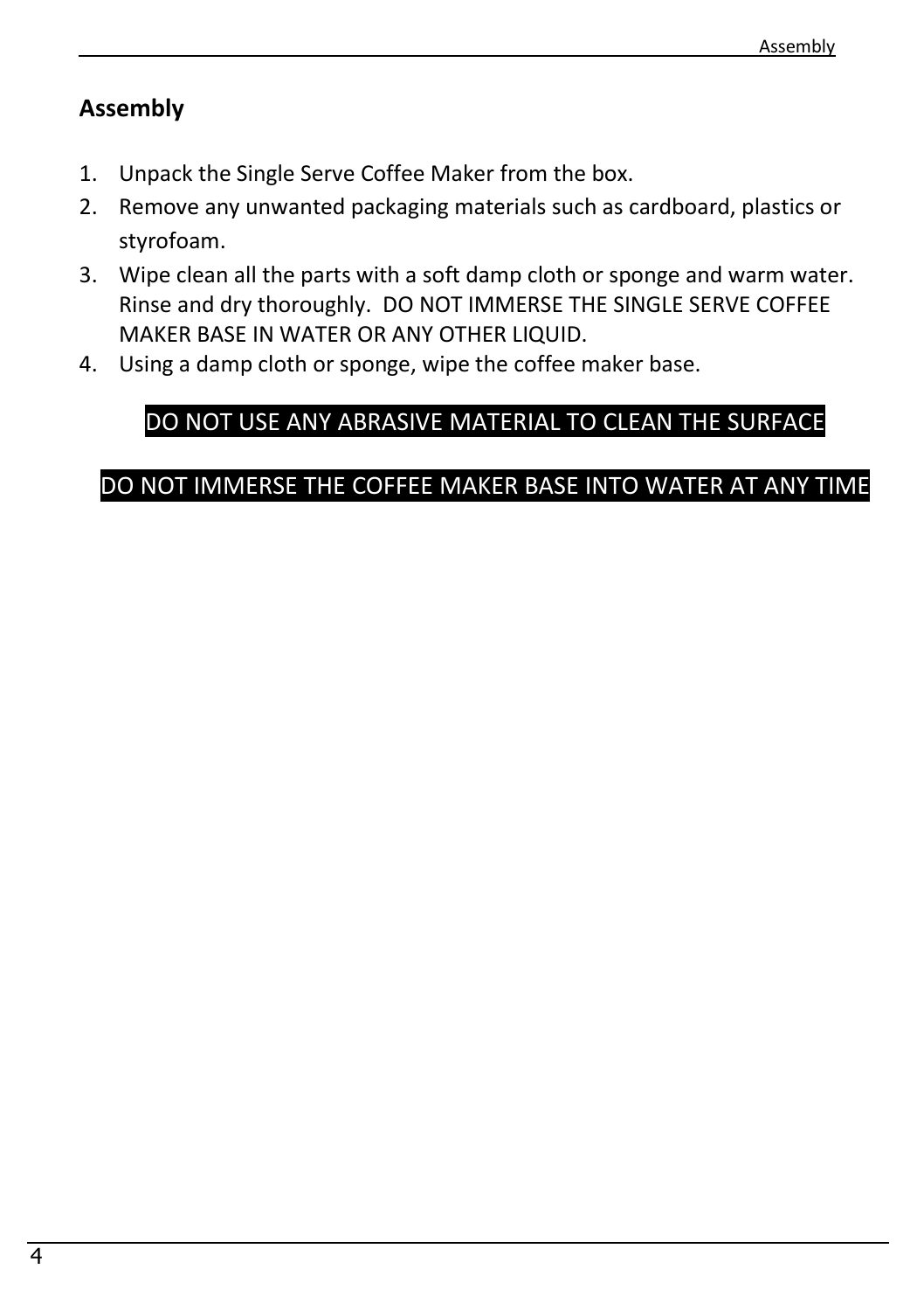## Assembly

1. Unpack the Single Serve Coffee Maker from the box.
2. Remove any unwanted packaging materials such as cardboard, plastics or styrofoam.
3. Wipe clean all the parts with a soft damp cloth or sponge and warm water. Rinse and dry thoroughly. DO NOT IMMERSE THE SINGLE SERVE COFFEE MAKER BASE IN WATER OR ANY OTHER LIQUID.
4. Using a damp cloth or sponge, wipe the coffee maker base.

**DO NOT USE ANY ABRASIVE MATERIAL TO CLEAN THE SURFACE**

**DO NOT IMMERSE THE COFFEE MAKER BASE INTO WATER AT ANY TIME**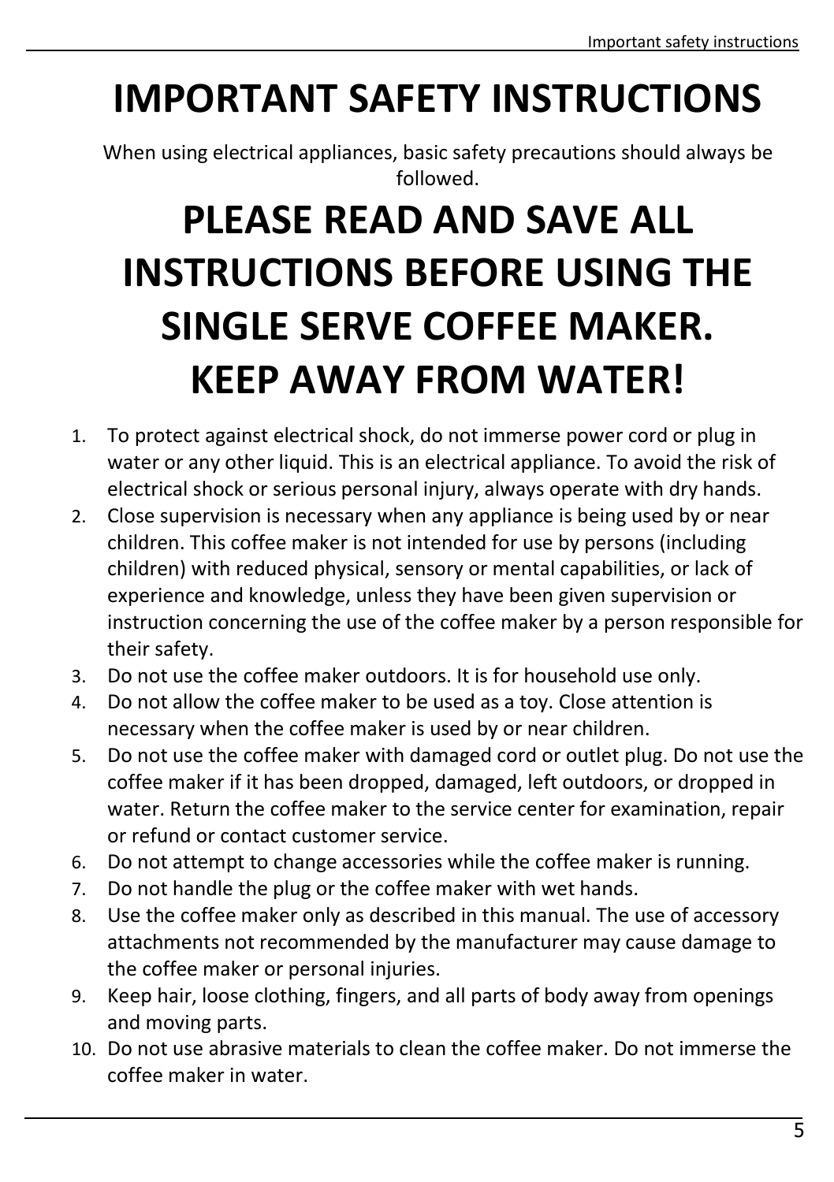# IMPORTANT SAFETY INSTRUCTIONS

When using electrical appliances, basic safety precautions should always be followed.

# PLEASE READ AND SAVE ALL INSTRUCTIONS BEFORE USING THE SINGLE SERVE COFFEE MAKER.

# KEEP AWAY FROM WATER!

1. To protect against electrical shock, do not immerse power cord or plug in water or any other liquid. This is an electrical appliance. To avoid the risk of electrical shock or serious personal injury, always operate with dry hands.
2. Close supervision is necessary when any appliance is being used by or near children. This coffee maker is not intended for use by persons (including children) with reduced physical, sensory or mental capabilities, or lack of experience and knowledge, unless they have been given supervision or instruction concerning the use of the coffee maker by a person responsible for their safety.
3. Do not use the coffee maker outdoors. It is for household use only.
4. Do not allow the coffee maker to be used as a toy. Close attention is necessary when the coffee maker is used by or near children.
5. Do not use the coffee maker with damaged cord or outlet plug. Do not use the coffee maker if it has been dropped, damaged, left outdoors, or dropped in water. Return the coffee maker to the service center for examination, repair or refund or contact customer service.
6. Do not attempt to change accessories while the coffee maker is running.
7. Do not handle the plug or the coffee maker with wet hands.
8. Use the coffee maker only as described in this manual. The use of accessory attachments not recommended by the manufacturer may cause damage to the coffee maker or personal injuries.
9. Keep hair, loose clothing, fingers, and all parts of body away from openings and moving parts.
10. Do not use abrasive materials to clean the coffee maker. Do not immerse the coffee maker in water.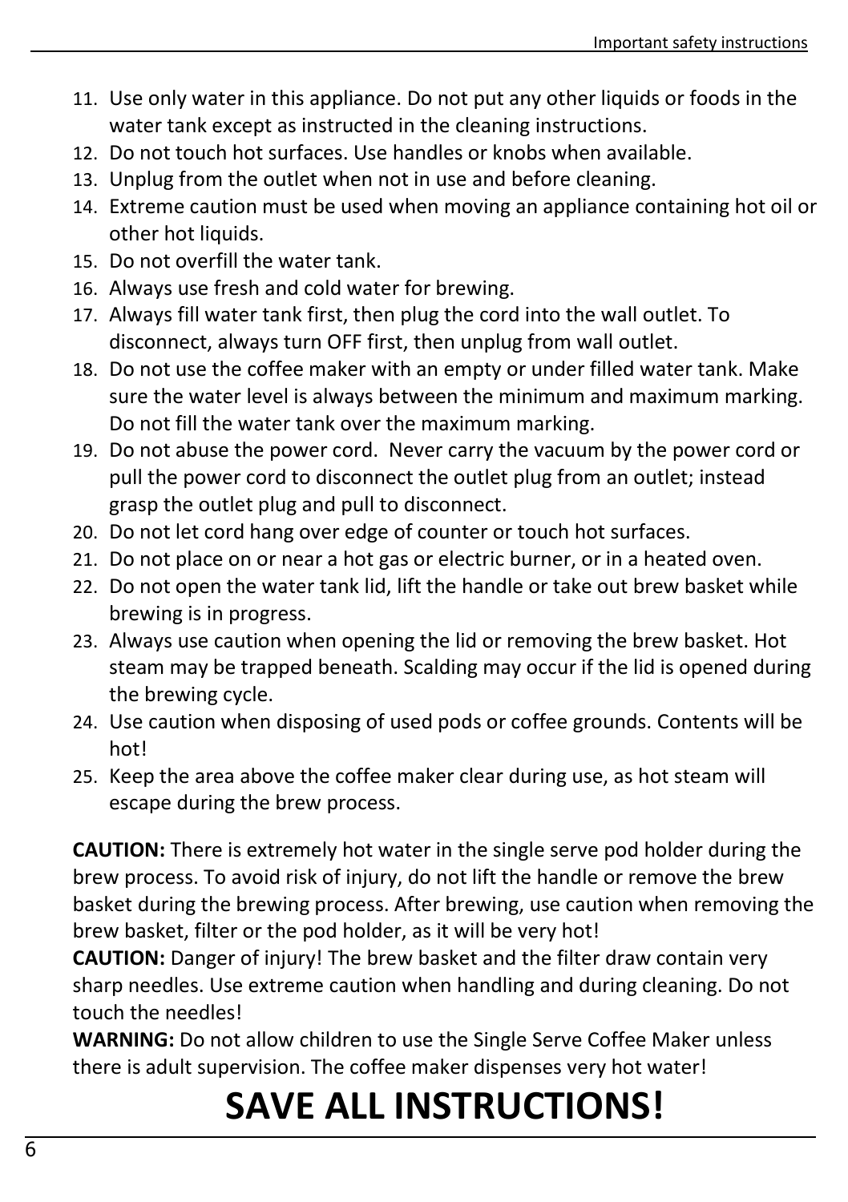11. Use only water in this appliance. Do not put any other liquids or foods in the water tank except as instructed in the cleaning instructions.
12. Do not touch hot surfaces. Use handles or knobs when available.
13. Unplug from the outlet when not in use and before cleaning.
14. Extreme caution must be used when moving an appliance containing hot oil or other hot liquids.
15. Do not overfill the water tank.
16. Always use fresh and cold water for brewing.
17. Always fill water tank first, then plug the cord into the wall outlet. To disconnect, always turn OFF first, then unplug from wall outlet.
18. Do not use the coffee maker with an empty or under filled water tank. Make sure the water level is always between the minimum and maximum marking. Do not fill the water tank over the maximum marking.
19. Do not abuse the power cord. Never carry the vacuum by the power cord or pull the power cord to disconnect the outlet plug from an outlet; instead grasp the outlet plug and pull to disconnect.
20. Do not let cord hang over edge of counter or touch hot surfaces.
21. Do not place on or near a hot gas or electric burner, or in a heated oven.
22. Do not open the water tank lid, lift the handle or take out brew basket while brewing is in progress.
23. Always use caution when opening the lid or removing the brew basket. Hot steam may be trapped beneath. Scalding may occur if the lid is opened during the brewing cycle.
24. Use caution when disposing of used pods or coffee grounds. Contents will be hot!
25. Keep the area above the coffee maker clear during use, as hot steam will escape during the brew process.

**CAUTION:** There is extremely hot water in the single serve pod holder during the brew process. To avoid risk of injury, do not lift the handle or remove the brew basket during the brewing process. After brewing, use caution when removing the brew basket, filter or the pod holder, as it will be very hot!
**CAUTION:** Danger of injury! The brew basket and the filter draw contain very sharp needles. Use extreme caution when handling and during cleaning. Do not touch the needles!
**WARNING:** Do not allow children to use the Single Serve Coffee Maker unless there is adult supervision. The coffee maker dispenses very hot water!

# SAVE ALL INSTRUCTIONS!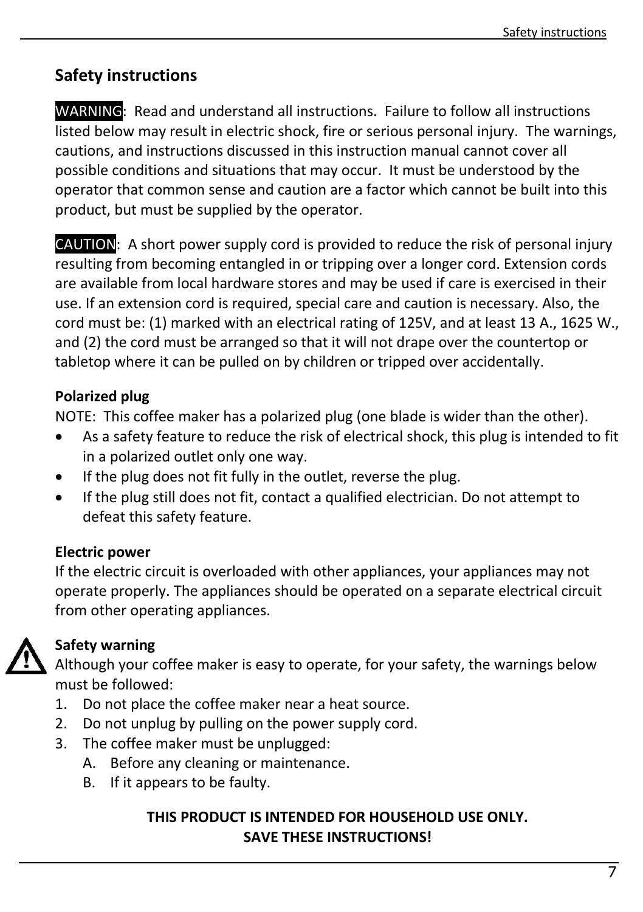## Safety instructions

WARNING: Read and understand all instructions. Failure to follow all instructions listed below may result in electric shock, fire or serious personal injury. The warnings, cautions, and instructions discussed in this instruction manual cannot cover all possible conditions and situations that may occur. It must be understood by the operator that common sense and caution are a factor which cannot be built into this product, but must be supplied by the operator.

CAUTION: A short power supply cord is provided to reduce the risk of personal injury resulting from becoming entangled in or tripping over a longer cord. Extension cords are available from local hardware stores and may be used if care is exercised in their use. If an extension cord is required, special care and caution is necessary. Also, the cord must be: (1) marked with an electrical rating of 125V, and at least 13 A., 1625 W., and (2) the cord must be arranged so that it will not drape over the countertop or tabletop where it can be pulled on by children or tripped over accidentally.

**Polarized plug**

NOTE: This coffee maker has a polarized plug (one blade is wider than the other).

- As a safety feature to reduce the risk of electrical shock, this plug is intended to fit in a polarized outlet only one way.
- If the plug does not fit fully in the outlet, reverse the plug.
- If the plug still does not fit, contact a qualified electrician. Do not attempt to defeat this safety feature.

**Electric power**

If the electric circuit is overloaded with other appliances, your appliances may not operate properly. The appliances should be operated on a separate electrical circuit from other operating appliances.

**Safety warning**

Although your coffee maker is easy to operate, for your safety, the warnings below must be followed:

1. Do not place the coffee maker near a heat source.
2. Do not unplug by pulling on the power supply cord.
3. The coffee maker must be unplugged:
   A. Before any cleaning or maintenance.
   B. If it appears to be faulty.

**THIS PRODUCT IS INTENDED FOR HOUSEHOLD USE ONLY.**
**SAVE THESE INSTRUCTIONS!**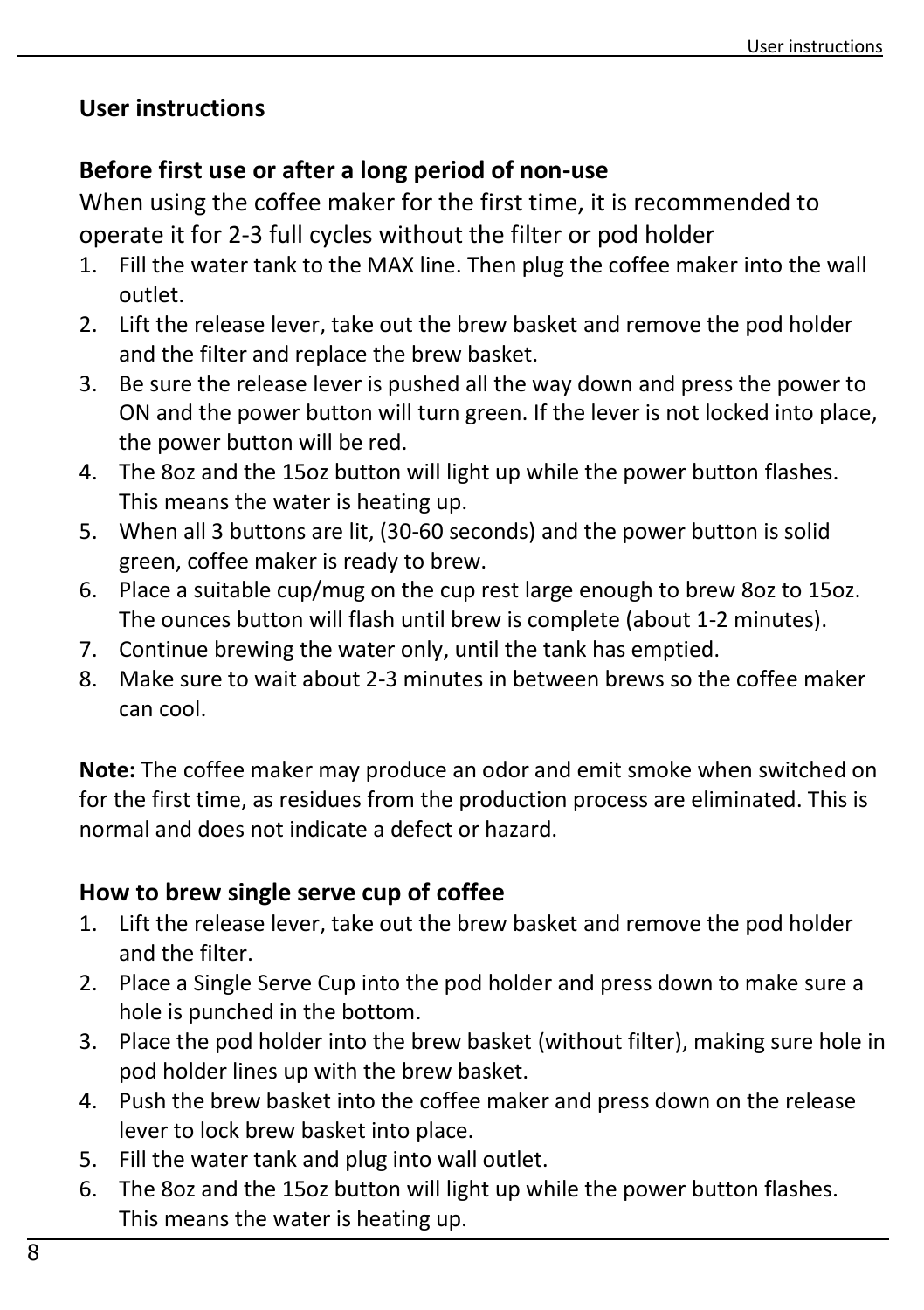## User instructions

### Before first use or after a long period of non-use

When using the coffee maker for the first time, it is recommended to operate it for 2-3 full cycles without the filter or pod holder

1. Fill the water tank to the MAX line. Then plug the coffee maker into the wall outlet.
2. Lift the release lever, take out the brew basket and remove the pod holder and the filter and replace the brew basket.
3. Be sure the release lever is pushed all the way down and press the power to ON and the power button will turn green. If the lever is not locked into place, the power button will be red.
4. The 8oz and the 15oz button will light up while the power button flashes. This means the water is heating up.
5. When all 3 buttons are lit, (30-60 seconds) and the power button is solid green, coffee maker is ready to brew.
6. Place a suitable cup/mug on the cup rest large enough to brew 8oz to 15oz. The ounces button will flash until brew is complete (about 1-2 minutes).
7. Continue brewing the water only, until the tank has emptied.
8. Make sure to wait about 2-3 minutes in between brews so the coffee maker can cool.

**Note:** The coffee maker may produce an odor and emit smoke when switched on for the first time, as residues from the production process are eliminated. This is normal and does not indicate a defect or hazard.

### How to brew single serve cup of coffee

1. Lift the release lever, take out the brew basket and remove the pod holder and the filter.
2. Place a Single Serve Cup into the pod holder and press down to make sure a hole is punched in the bottom.
3. Place the pod holder into the brew basket (without filter), making sure hole in pod holder lines up with the brew basket.
4. Push the brew basket into the coffee maker and press down on the release lever to lock brew basket into place.
5. Fill the water tank and plug into wall outlet.
6. The 8oz and the 15oz button will light up while the power button flashes. This means the water is heating up.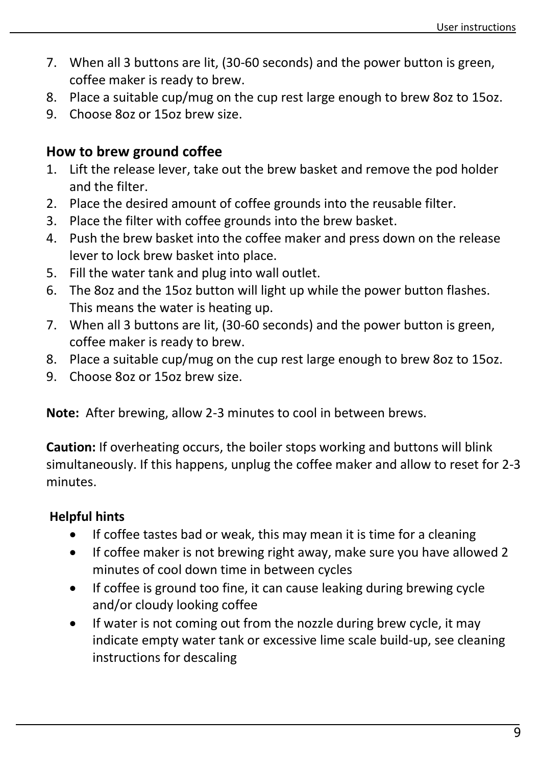7. When all 3 buttons are lit, (30-60 seconds) and the power button is green, coffee maker is ready to brew.
8. Place a suitable cup/mug on the cup rest large enough to brew 8oz to 15oz.
9. Choose 8oz or 15oz brew size.

## How to brew ground coffee

1. Lift the release lever, take out the brew basket and remove the pod holder and the filter.
2. Place the desired amount of coffee grounds into the reusable filter.
3. Place the filter with coffee grounds into the brew basket.
4. Push the brew basket into the coffee maker and press down on the release lever to lock brew basket into place.
5. Fill the water tank and plug into wall outlet.
6. The 8oz and the 15oz button will light up while the power button flashes. This means the water is heating up.
7. When all 3 buttons are lit, (30-60 seconds) and the power button is green, coffee maker is ready to brew.
8. Place a suitable cup/mug on the cup rest large enough to brew 8oz to 15oz.
9. Choose 8oz or 15oz brew size.

**Note:** After brewing, allow 2-3 minutes to cool in between brews.

**Caution:** If overheating occurs, the boiler stops working and buttons will blink simultaneously. If this happens, unplug the coffee maker and allow to reset for 2-3 minutes.

**Helpful hints**

- If coffee tastes bad or weak, this may mean it is time for a cleaning
- If coffee maker is not brewing right away, make sure you have allowed 2 minutes of cool down time in between cycles
- If coffee is ground too fine, it can cause leaking during brewing cycle and/or cloudy looking coffee
- If water is not coming out from the nozzle during brew cycle, it may indicate empty water tank or excessive lime scale build-up, see cleaning instructions for descaling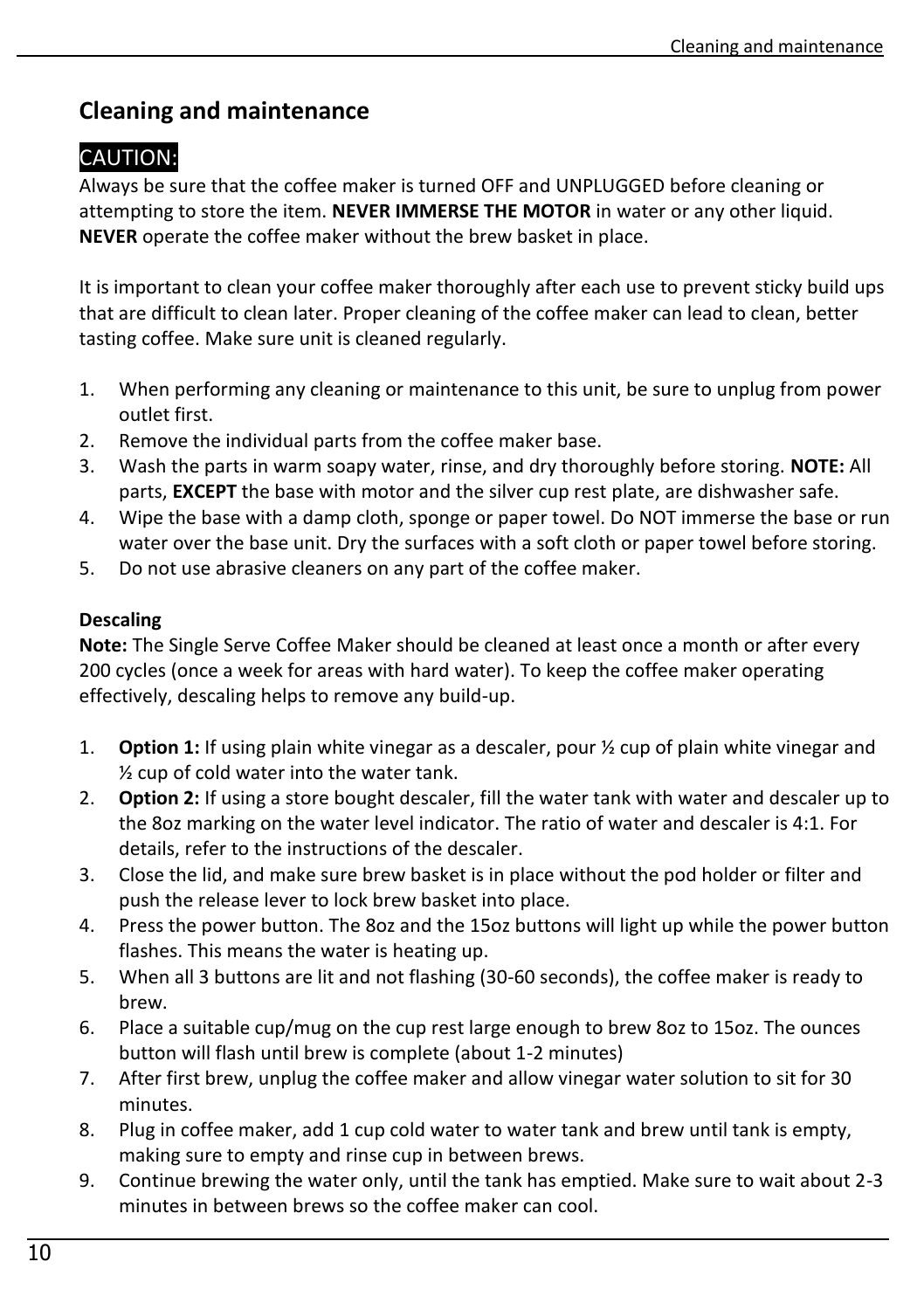## Cleaning and maintenance

CAUTION:

Always be sure that the coffee maker is turned OFF and UNPLUGGED before cleaning or attempting to store the item. **NEVER IMMERSE THE MOTOR** in water or any other liquid. **NEVER** operate the coffee maker without the brew basket in place.

It is important to clean your coffee maker thoroughly after each use to prevent sticky build ups that are difficult to clean later. Proper cleaning of the coffee maker can lead to clean, better tasting coffee. Make sure unit is cleaned regularly.

1. When performing any cleaning or maintenance to this unit, be sure to unplug from power outlet first.
2. Remove the individual parts from the coffee maker base.
3. Wash the parts in warm soapy water, rinse, and dry thoroughly before storing. **NOTE:** All parts, **EXCEPT** the base with motor and the silver cup rest plate, are dishwasher safe.
4. Wipe the base with a damp cloth, sponge or paper towel. Do NOT immerse the base or run water over the base unit. Dry the surfaces with a soft cloth or paper towel before storing.
5. Do not use abrasive cleaners on any part of the coffee maker.

**Descaling**

**Note:** The Single Serve Coffee Maker should be cleaned at least once a month or after every 200 cycles (once a week for areas with hard water). To keep the coffee maker operating effectively, descaling helps to remove any build-up.

1. **Option 1:** If using plain white vinegar as a descaler, pour ½ cup of plain white vinegar and ½ cup of cold water into the water tank.
2. **Option 2:** If using a store bought descaler, fill the water tank with water and descaler up to the 8oz marking on the water level indicator. The ratio of water and descaler is 4:1. For details, refer to the instructions of the descaler.
3. Close the lid, and make sure brew basket is in place without the pod holder or filter and push the release lever to lock brew basket into place.
4. Press the power button. The 8oz and the 15oz buttons will light up while the power button flashes. This means the water is heating up.
5. When all 3 buttons are lit and not flashing (30-60 seconds), the coffee maker is ready to brew.
6. Place a suitable cup/mug on the cup rest large enough to brew 8oz to 15oz. The ounces button will flash until brew is complete (about 1-2 minutes)
7. After first brew, unplug the coffee maker and allow vinegar water solution to sit for 30 minutes.
8. Plug in coffee maker, add 1 cup cold water to water tank and brew until tank is empty, making sure to empty and rinse cup in between brews.
9. Continue brewing the water only, until the tank has emptied. Make sure to wait about 2-3 minutes in between brews so the coffee maker can cool.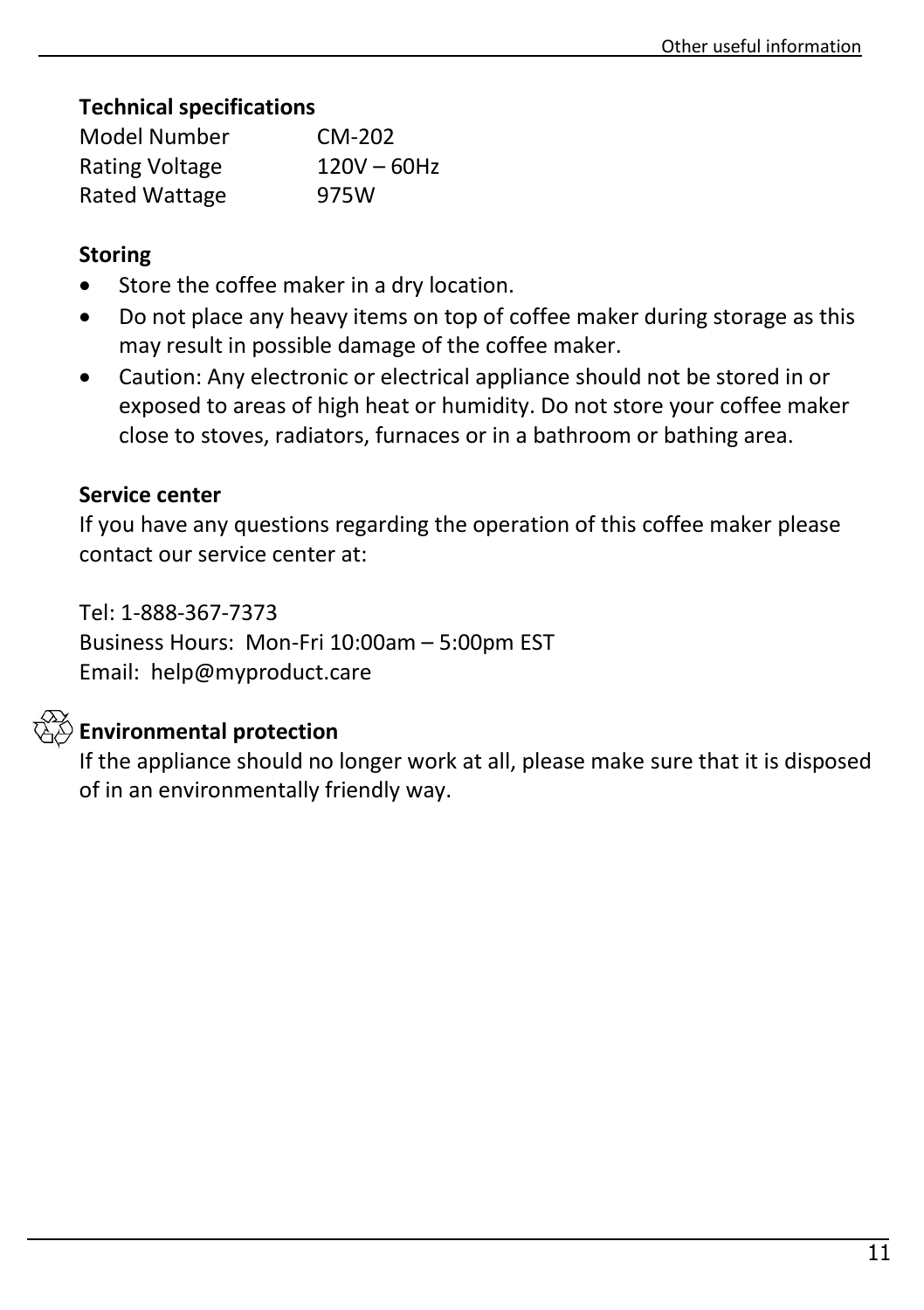### Technical specifications

| Model Number | CM-202 |
| --- | --- |
| Rating Voltage | 120V – 60Hz |
| Rated Wattage | 975W |

### Storing

- Store the coffee maker in a dry location.
- Do not place any heavy items on top of coffee maker during storage as this may result in possible damage of the coffee maker.
- Caution: Any electronic or electrical appliance should not be stored in or exposed to areas of high heat or humidity. Do not store your coffee maker close to stoves, radiators, furnaces or in a bathroom or bathing area.

### Service center

If you have any questions regarding the operation of this coffee maker please contact our service center at:

Tel: 1-888-367-7373
Business Hours: Mon-Fri 10:00am – 5:00pm EST
Email: help@myproduct.care

### Environmental protection

If the appliance should no longer work at all, please make sure that it is disposed of in an environmentally friendly way.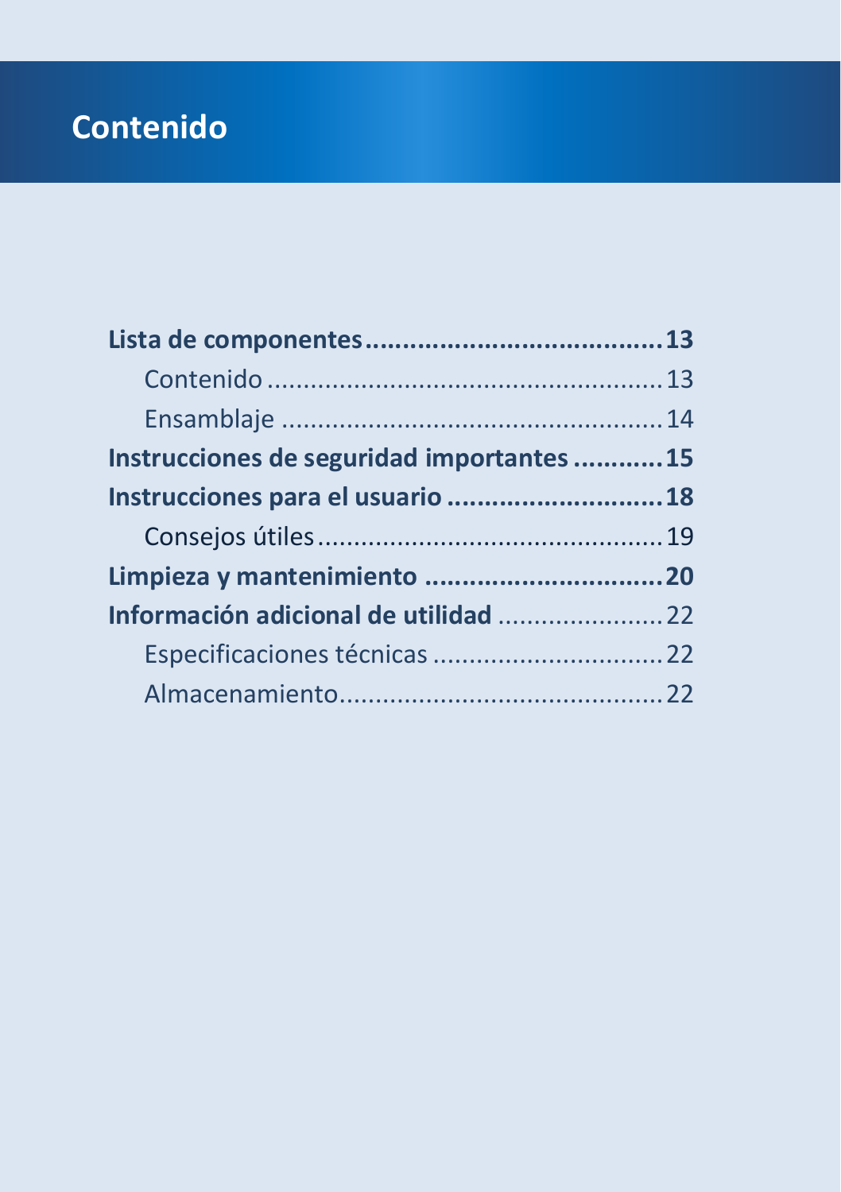# Contenido

**Lista de componentes....................................13**

Contenido....................................................13

Ensamblaje..................................................14

**Instrucciones de seguridad importantes...........15**

**Instrucciones para el usuario............................18**

Consejos útiles..............................................19

**Limpieza y mantenimiento...............................20**

**Información adicional de utilidad**......................22

Especificaciones técnicas...............................22

Almacenamiento...........................................22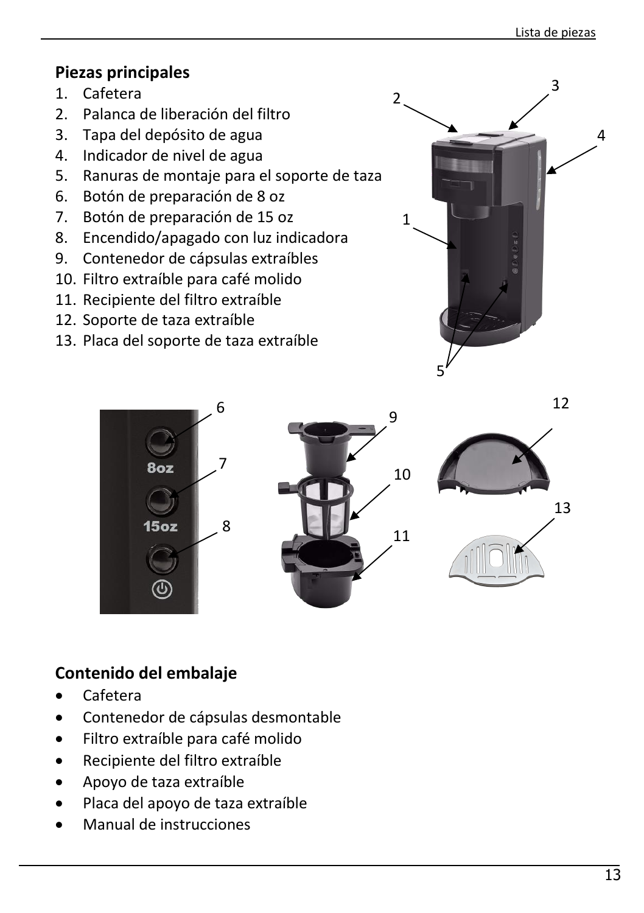## Piezas principales

1. Cafetera
2. Palanca de liberación del filtro
3. Tapa del depósito de agua
4. Indicador de nivel de agua
5. Ranuras de montaje para el soporte de taza
6. Botón de preparación de 8 oz
7. Botón de preparación de 15 oz
8. Encendido/apagado con luz indicadora
9. Contenedor de cápsulas extraíbles
10. Filtro extraíble para café molido
11. Recipiente del filtro extraíble
12. Soporte de taza extraíble
13. Placa del soporte de taza extraíble

## Contenido del embalaje

- Cafetera
- Contenedor de cápsulas desmontable
- Filtro extraíble para café molido
- Recipiente del filtro extraíble
- Apoyo de taza extraíble
- Placa del apoyo de taza extraíble
- Manual de instrucciones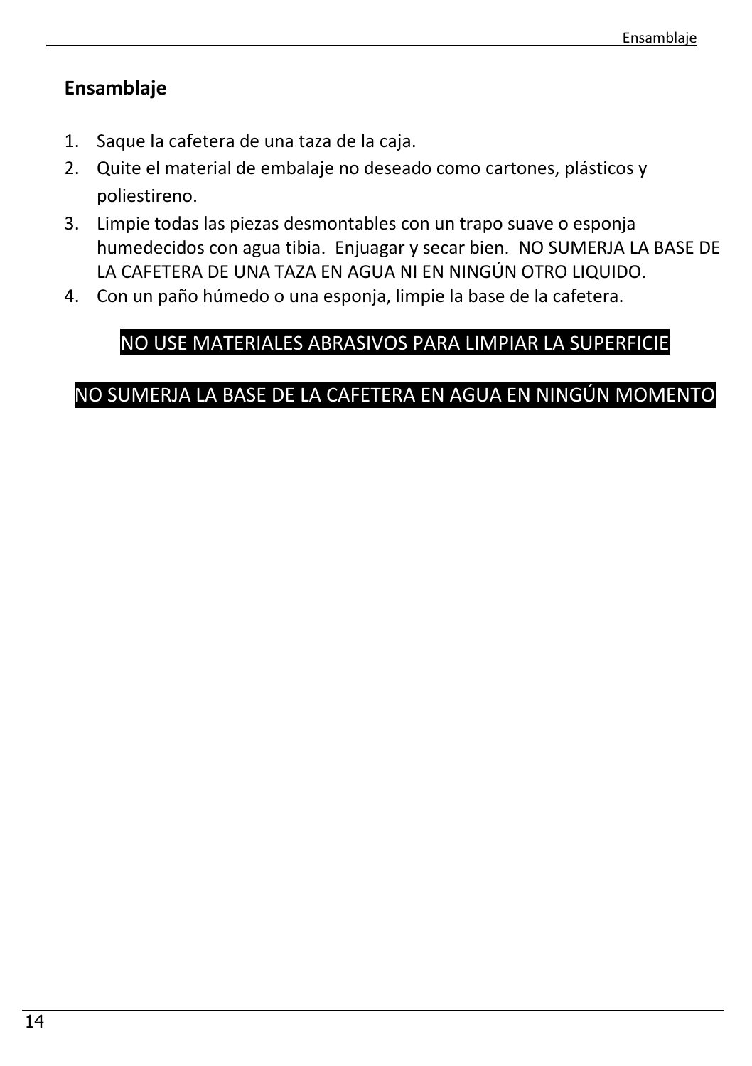## Ensamblaje

1. Saque la cafetera de una taza de la caja.
2. Quite el material de embalaje no deseado como cartones, plásticos y poliestireno.
3. Limpie todas las piezas desmontables con un trapo suave o esponja humedecidos con agua tibia. Enjuagar y secar bien. NO SUMERJA LA BASE DE LA CAFETERA DE UNA TAZA EN AGUA NI EN NINGÚN OTRO LIQUIDO.
4. Con un paño húmedo o una esponja, limpie la base de la cafetera.

**NO USE MATERIALES ABRASIVOS PARA LIMPIAR LA SUPERFICIE**

**NO SUMERJA LA BASE DE LA CAFETERA EN AGUA EN NINGÚN MOMENTO**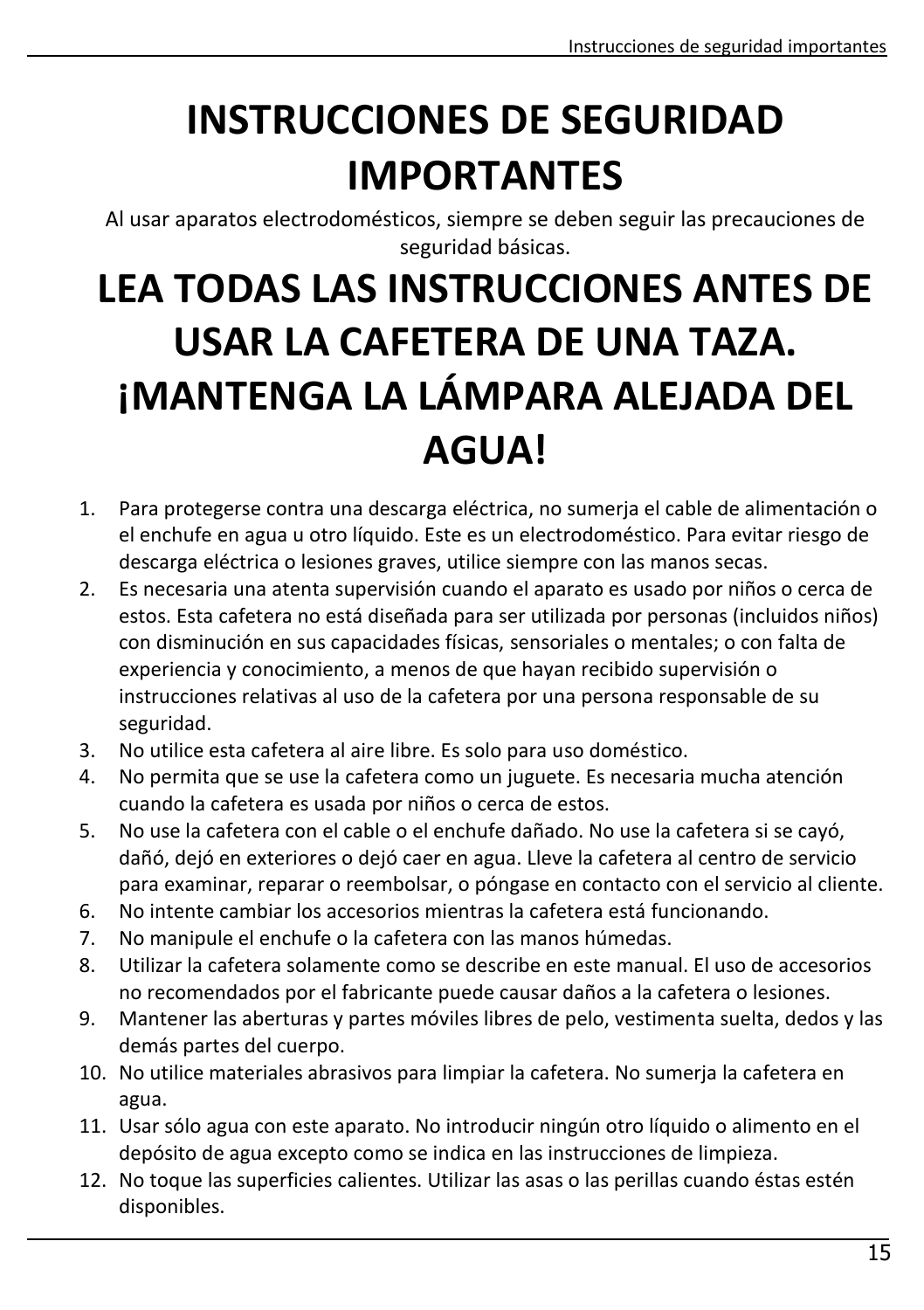# INSTRUCCIONES DE SEGURIDAD IMPORTANTES

Al usar aparatos electrodomésticos, siempre se deben seguir las precauciones de seguridad básicas.

# LEA TODAS LAS INSTRUCCIONES ANTES DE USAR LA CAFETERA DE UNA TAZA. ¡MANTENGA LA LÁMPARA ALEJADA DEL AGUA!

1. Para protegerse contra una descarga eléctrica, no sumerja el cable de alimentación o el enchufe en agua u otro líquido. Este es un electrodoméstico. Para evitar riesgo de descarga eléctrica o lesiones graves, utilice siempre con las manos secas.
2. Es necesaria una atenta supervisión cuando el aparato es usado por niños o cerca de estos. Esta cafetera no está diseñada para ser utilizada por personas (incluidos niños) con disminución en sus capacidades físicas, sensoriales o mentales; o con falta de experiencia y conocimiento, a menos de que hayan recibido supervisión o instrucciones relativas al uso de la cafetera por una persona responsable de su seguridad.
3. No utilice esta cafetera al aire libre. Es solo para uso doméstico.
4. No permita que se use la cafetera como un juguete. Es necesaria mucha atención cuando la cafetera es usada por niños o cerca de estos.
5. No use la cafetera con el cable o el enchufe dañado. No use la cafetera si se cayó, dañó, dejó en exteriores o dejó caer en agua. Lleve la cafetera al centro de servicio para examinar, reparar o reembolsar, o póngase en contacto con el servicio al cliente.
6. No intente cambiar los accesorios mientras la cafetera está funcionando.
7. No manipule el enchufe o la cafetera con las manos húmedas.
8. Utilizar la cafetera solamente como se describe en este manual. El uso de accesorios no recomendados por el fabricante puede causar daños a la cafetera o lesiones.
9. Mantener las aberturas y partes móviles libres de pelo, vestimenta suelta, dedos y las demás partes del cuerpo.
10. No utilice materiales abrasivos para limpiar la cafetera. No sumerja la cafetera en agua.
11. Usar sólo agua con este aparato. No introducir ningún otro líquido o alimento en el depósito de agua excepto como se indica en las instrucciones de limpieza.
12. No toque las superficies calientes. Utilizar las asas o las perillas cuando éstas estén disponibles.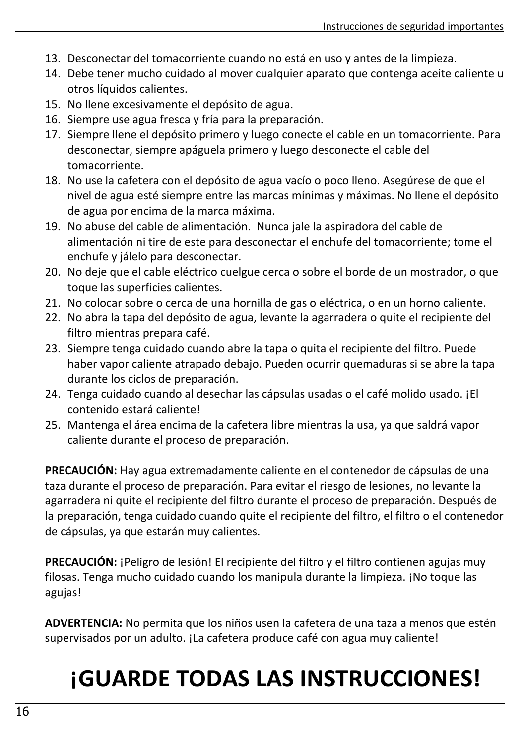13. Desconectar del tomacorriente cuando no está en uso y antes de la limpieza.
14. Debe tener mucho cuidado al mover cualquier aparato que contenga aceite caliente u otros líquidos calientes.
15. No llene excesivamente el depósito de agua.
16. Siempre use agua fresca y fría para la preparación.
17. Siempre llene el depósito primero y luego conecte el cable en un tomacorriente. Para desconectar, siempre apáguela primero y luego desconecte el cable del tomacorriente.
18. No use la cafetera con el depósito de agua vacío o poco lleno. Asegúrese de que el nivel de agua esté siempre entre las marcas mínimas y máximas. No llene el depósito de agua por encima de la marca máxima.
19. No abuse del cable de alimentación. Nunca jale la aspiradora del cable de alimentación ni tire de este para desconectar el enchufe del tomacorriente; tome el enchufe y jálelo para desconectar.
20. No deje que el cable eléctrico cuelgue cerca o sobre el borde de un mostrador, o que toque las superficies calientes.
21. No colocar sobre o cerca de una hornilla de gas o eléctrica, o en un horno caliente.
22. No abra la tapa del depósito de agua, levante la agarradera o quite el recipiente del filtro mientras prepara café.
23. Siempre tenga cuidado cuando abre la tapa o quita el recipiente del filtro. Puede haber vapor caliente atrapado debajo. Pueden ocurrir quemaduras si se abre la tapa durante los ciclos de preparación.
24. Tenga cuidado cuando al desechar las cápsulas usadas o el café molido usado. ¡El contenido estará caliente!
25. Mantenga el área encima de la cafetera libre mientras la usa, ya que saldrá vapor caliente durante el proceso de preparación.

**PRECAUCIÓN:** Hay agua extremadamente caliente en el contenedor de cápsulas de una taza durante el proceso de preparación. Para evitar el riesgo de lesiones, no levante la agarradera ni quite el recipiente del filtro durante el proceso de preparación. Después de la preparación, tenga cuidado cuando quite el recipiente del filtro, el filtro o el contenedor de cápsulas, ya que estarán muy calientes.

**PRECAUCIÓN:** ¡Peligro de lesión! El recipiente del filtro y el filtro contienen agujas muy filosas. Tenga mucho cuidado cuando los manipula durante la limpieza. ¡No toque las agujas!

**ADVERTENCIA:** No permita que los niños usen la cafetera de una taza a menos que estén supervisados por un adulto. ¡La cafetera produce café con agua muy caliente!

# ¡GUARDE TODAS LAS INSTRUCCIONES!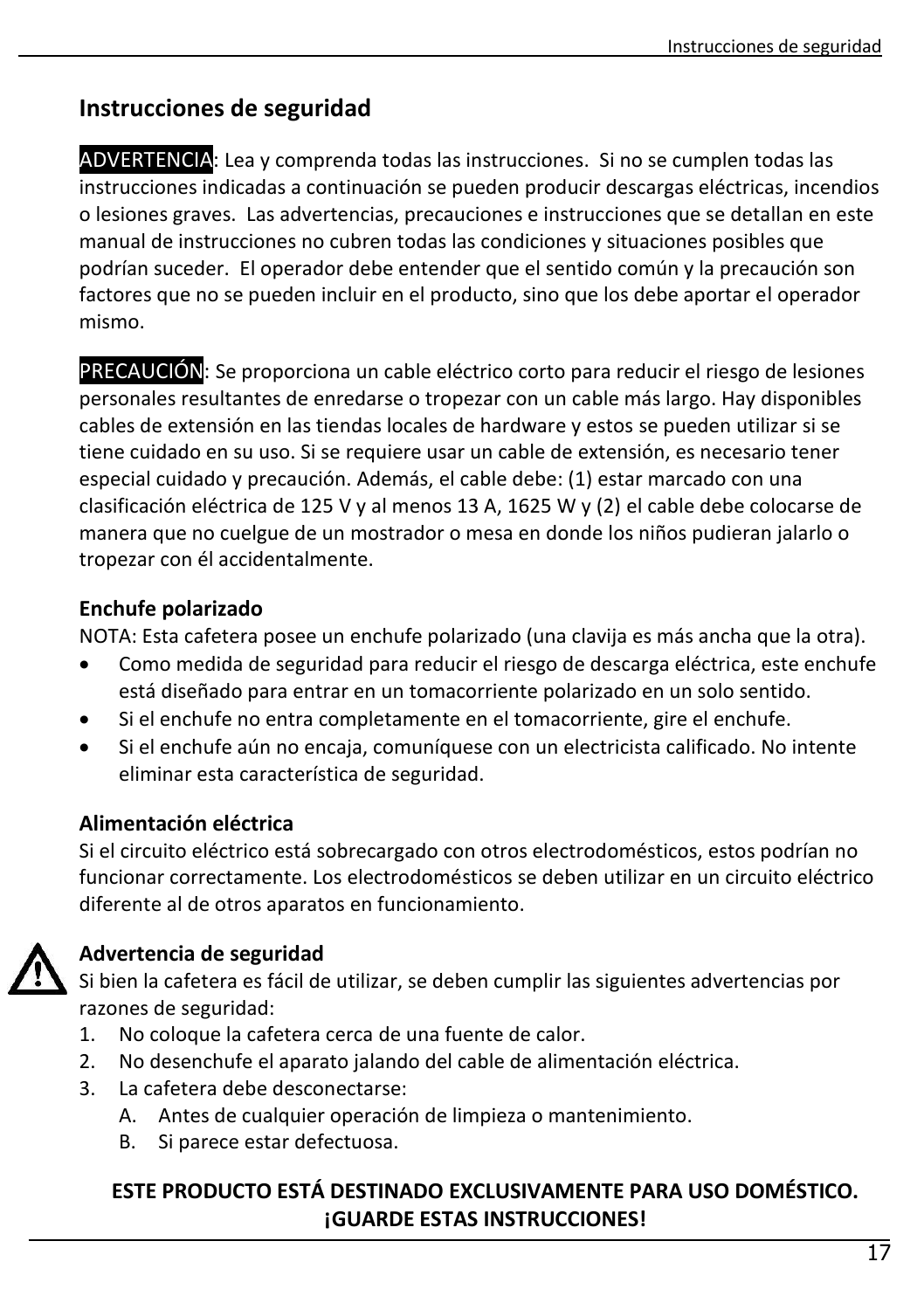## Instrucciones de seguridad

ADVERTENCIA: Lea y comprenda todas las instrucciones. Si no se cumplen todas las instrucciones indicadas a continuación se pueden producir descargas eléctricas, incendios o lesiones graves. Las advertencias, precauciones e instrucciones que se detallan en este manual de instrucciones no cubren todas las condiciones y situaciones posibles que podrían suceder. El operador debe entender que el sentido común y la precaución son factores que no se pueden incluir en el producto, sino que los debe aportar el operador mismo.

PRECAUCIÓN: Se proporciona un cable eléctrico corto para reducir el riesgo de lesiones personales resultantes de enredarse o tropezar con un cable más largo. Hay disponibles cables de extensión en las tiendas locales de hardware y estos se pueden utilizar si se tiene cuidado en su uso. Si se requiere usar un cable de extensión, es necesario tener especial cuidado y precaución. Además, el cable debe: (1) estar marcado con una clasificación eléctrica de 125 V y al menos 13 A, 1625 W y (2) el cable debe colocarse de manera que no cuelgue de un mostrador o mesa en donde los niños pudieran jalarlo o tropezar con él accidentalmente.

### Enchufe polarizado

NOTA: Esta cafetera posee un enchufe polarizado (una clavija es más ancha que la otra).

- Como medida de seguridad para reducir el riesgo de descarga eléctrica, este enchufe está diseñado para entrar en un tomacorriente polarizado en un solo sentido.
- Si el enchufe no entra completamente en el tomacorriente, gire el enchufe.
- Si el enchufe aún no encaja, comuníquese con un electricista calificado. No intente eliminar esta característica de seguridad.

### Alimentación eléctrica

Si el circuito eléctrico está sobrecargado con otros electrodomésticos, estos podrían no funcionar correctamente. Los electrodomésticos se deben utilizar en un circuito eléctrico diferente al de otros aparatos en funcionamiento.

### Advertencia de seguridad

Si bien la cafetera es fácil de utilizar, se deben cumplir las siguientes advertencias por razones de seguridad:

1. No coloque la cafetera cerca de una fuente de calor.
2. No desenchufe el aparato jalando del cable de alimentación eléctrica.
3. La cafetera debe desconectarse:
   A. Antes de cualquier operación de limpieza o mantenimiento.
   B. Si parece estar defectuosa.

**ESTE PRODUCTO ESTÁ DESTINADO EXCLUSIVAMENTE PARA USO DOMÉSTICO.**
**¡GUARDE ESTAS INSTRUCCIONES!**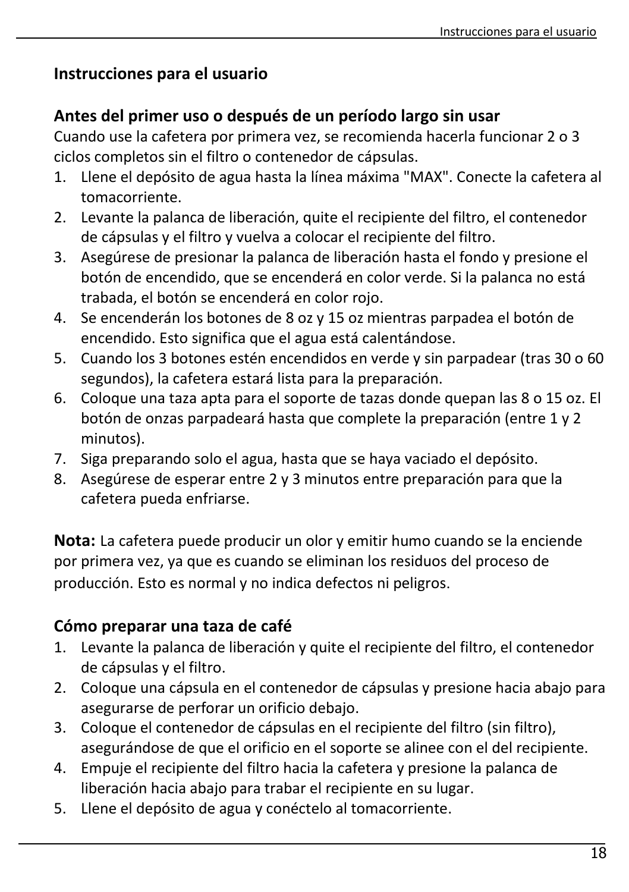## Instrucciones para el usuario

### Antes del primer uso o después de un período largo sin usar

Cuando use la cafetera por primera vez, se recomienda hacerla funcionar 2 o 3 ciclos completos sin el filtro o contenedor de cápsulas.

1. Llene el depósito de agua hasta la línea máxima "MAX". Conecte la cafetera al tomacorriente.
2. Levante la palanca de liberación, quite el recipiente del filtro, el contenedor de cápsulas y el filtro y vuelva a colocar el recipiente del filtro.
3. Asegúrese de presionar la palanca de liberación hasta el fondo y presione el botón de encendido, que se encenderá en color verde. Si la palanca no está trabada, el botón se encenderá en color rojo.
4. Se encenderán los botones de 8 oz y 15 oz mientras parpadea el botón de encendido. Esto significa que el agua está calentándose.
5. Cuando los 3 botones estén encendidos en verde y sin parpadear (tras 30 o 60 segundos), la cafetera estará lista para la preparación.
6. Coloque una taza apta para el soporte de tazas donde quepan las 8 o 15 oz. El botón de onzas parpadeará hasta que complete la preparación (entre 1 y 2 minutos).
7. Siga preparando solo el agua, hasta que se haya vaciado el depósito.
8. Asegúrese de esperar entre 2 y 3 minutos entre preparación para que la cafetera pueda enfriarse.

**Nota:** La cafetera puede producir un olor y emitir humo cuando se la enciende por primera vez, ya que es cuando se eliminan los residuos del proceso de producción. Esto es normal y no indica defectos ni peligros.

### Cómo preparar una taza de café

1. Levante la palanca de liberación y quite el recipiente del filtro, el contenedor de cápsulas y el filtro.
2. Coloque una cápsula en el contenedor de cápsulas y presione hacia abajo para asegurarse de perforar un orificio debajo.
3. Coloque el contenedor de cápsulas en el recipiente del filtro (sin filtro), asegurándose de que el orificio en el soporte se alinee con el del recipiente.
4. Empuje el recipiente del filtro hacia la cafetera y presione la palanca de liberación hacia abajo para trabar el recipiente en su lugar.
5. Llene el depósito de agua y conéctelo al tomacorriente.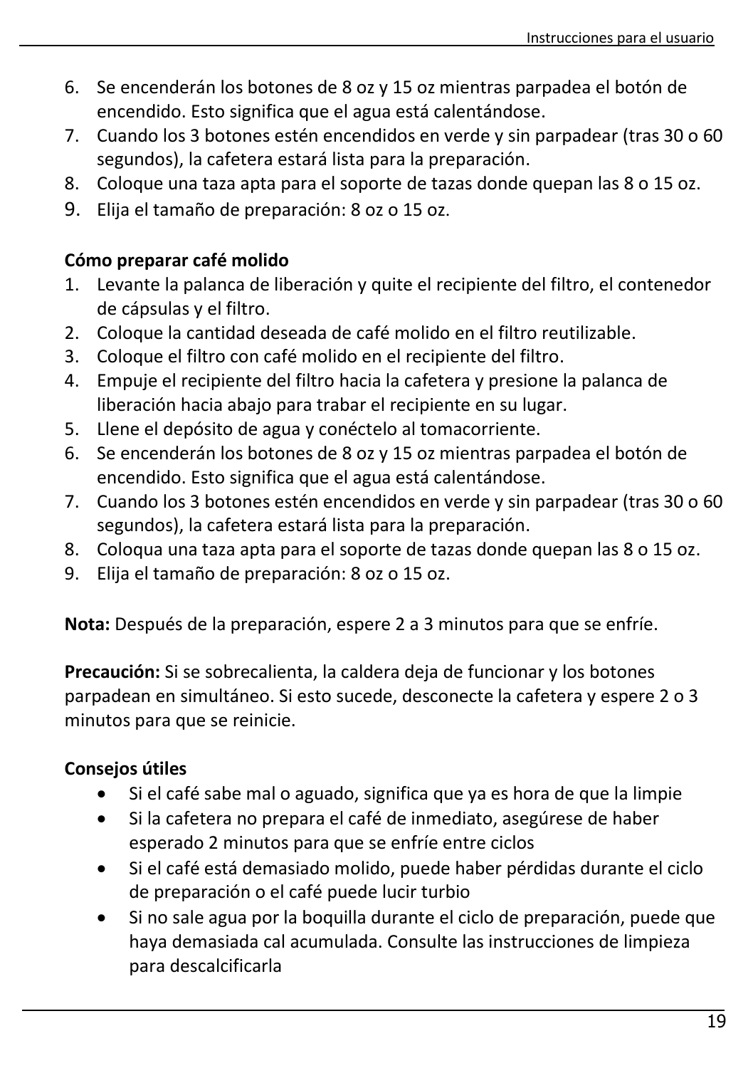6. Se encenderán los botones de 8 oz y 15 oz mientras parpadea el botón de encendido. Esto significa que el agua está calentándose.
7. Cuando los 3 botones estén encendidos en verde y sin parpadear (tras 30 o 60 segundos), la cafetera estará lista para la preparación.
8. Coloque una taza apta para el soporte de tazas donde quepan las 8 o 15 oz.
9. Elija el tamaño de preparación: 8 oz o 15 oz.

**Cómo preparar café molido**

1. Levante la palanca de liberación y quite el recipiente del filtro, el contenedor de cápsulas y el filtro.
2. Coloque la cantidad deseada de café molido en el filtro reutilizable.
3. Coloque el filtro con café molido en el recipiente del filtro.
4. Empuje el recipiente del filtro hacia la cafetera y presione la palanca de liberación hacia abajo para trabar el recipiente en su lugar.
5. Llene el depósito de agua y conéctelo al tomacorriente.
6. Se encenderán los botones de 8 oz y 15 oz mientras parpadea el botón de encendido. Esto significa que el agua está calentándose.
7. Cuando los 3 botones estén encendidos en verde y sin parpadear (tras 30 o 60 segundos), la cafetera estará lista para la preparación.
8. Coloqua una taza apta para el soporte de tazas donde quepan las 8 o 15 oz.
9. Elija el tamaño de preparación: 8 oz o 15 oz.

**Nota:** Después de la preparación, espere 2 a 3 minutos para que se enfríe.

**Precaución:** Si se sobrecalienta, la caldera deja de funcionar y los botones parpadean en simultáneo. Si esto sucede, desconecte la cafetera y espere 2 o 3 minutos para que se reinicie.

**Consejos útiles**

- Si el café sabe mal o aguado, significa que ya es hora de que la limpie
- Si la cafetera no prepara el café de inmediato, asegúrese de haber esperado 2 minutos para que se enfríe entre ciclos
- Si el café está demasiado molido, puede haber pérdidas durante el ciclo de preparación o el café puede lucir turbio
- Si no sale agua por la boquilla durante el ciclo de preparación, puede que haya demasiada cal acumulada. Consulte las instrucciones de limpieza para descalcificarla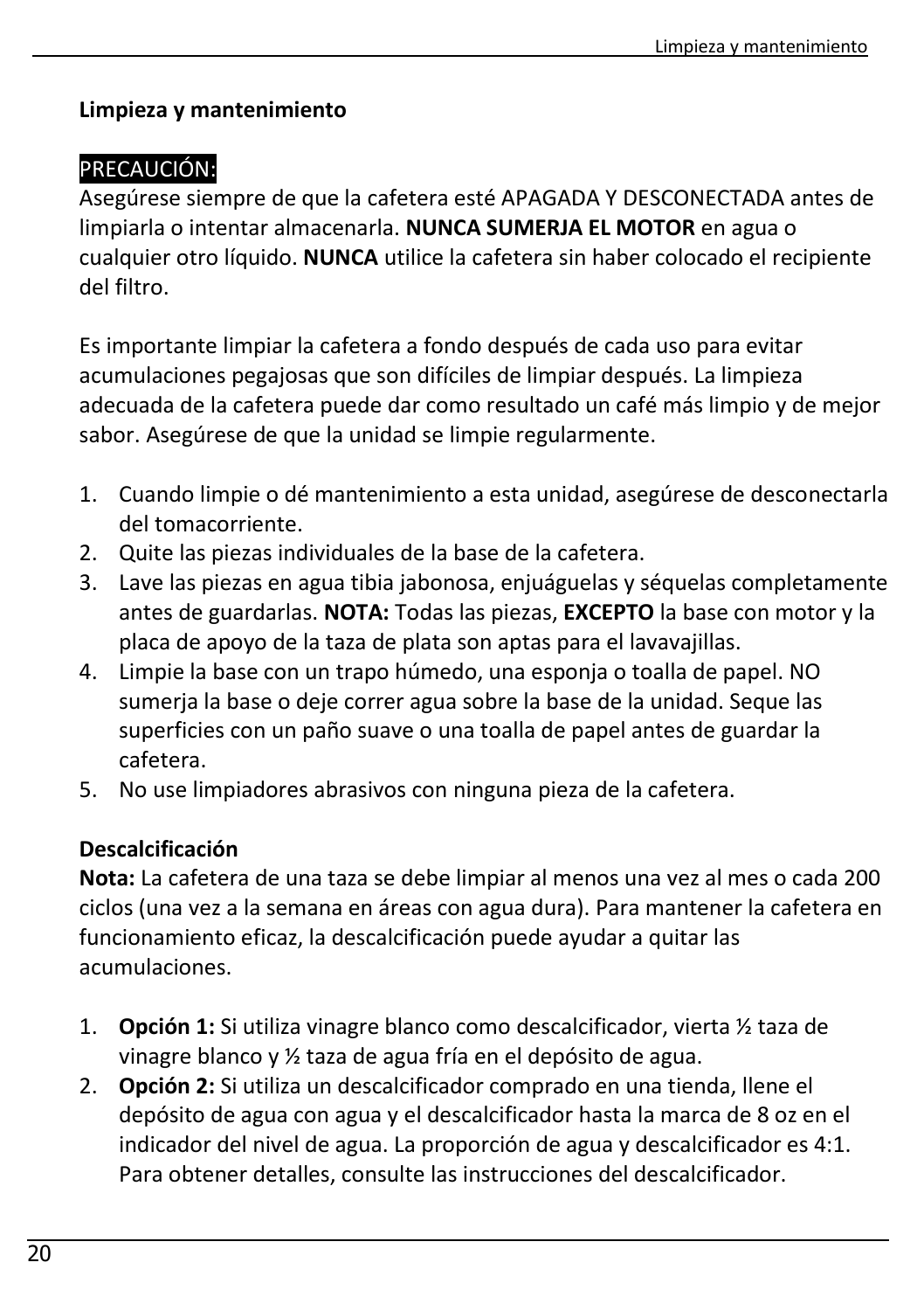## Limpieza y mantenimiento

PRECAUCIÓN:
Asegúrese siempre de que la cafetera esté APAGADA Y DESCONECTADA antes de limpiarla o intentar almacenarla. **NUNCA SUMERJA EL MOTOR** en agua o cualquier otro líquido. **NUNCA** utilice la cafetera sin haber colocado el recipiente del filtro.

Es importante limpiar la cafetera a fondo después de cada uso para evitar acumulaciones pegajosas que son difíciles de limpiar después. La limpieza adecuada de la cafetera puede dar como resultado un café más limpio y de mejor sabor. Asegúrese de que la unidad se limpie regularmente.

1. Cuando limpie o dé mantenimiento a esta unidad, asegúrese de desconectarla del tomacorriente.
2. Quite las piezas individuales de la base de la cafetera.
3. Lave las piezas en agua tibia jabonosa, enjuáguelas y séquelas completamente antes de guardarlas. **NOTA:** Todas las piezas, **EXCEPTO** la base con motor y la placa de apoyo de la taza de plata son aptas para el lavavajillas.
4. Limpie la base con un trapo húmedo, una esponja o toalla de papel. NO sumerja la base o deje correr agua sobre la base de la unidad. Seque las superficies con un paño suave o una toalla de papel antes de guardar la cafetera.
5. No use limpiadores abrasivos con ninguna pieza de la cafetera.

### Descalcificación

**Nota:** La cafetera de una taza se debe limpiar al menos una vez al mes o cada 200 ciclos (una vez a la semana en áreas con agua dura). Para mantener la cafetera en funcionamiento eficaz, la descalcificación puede ayudar a quitar las acumulaciones.

1. **Opción 1:** Si utiliza vinagre blanco como descalcificador, vierta ½ taza de vinagre blanco y ½ taza de agua fría en el depósito de agua.
2. **Opción 2:** Si utiliza un descalcificador comprado en una tienda, llene el depósito de agua con agua y el descalcificador hasta la marca de 8 oz en el indicador del nivel de agua. La proporción de agua y descalcificador es 4:1. Para obtener detalles, consulte las instrucciones del descalcificador.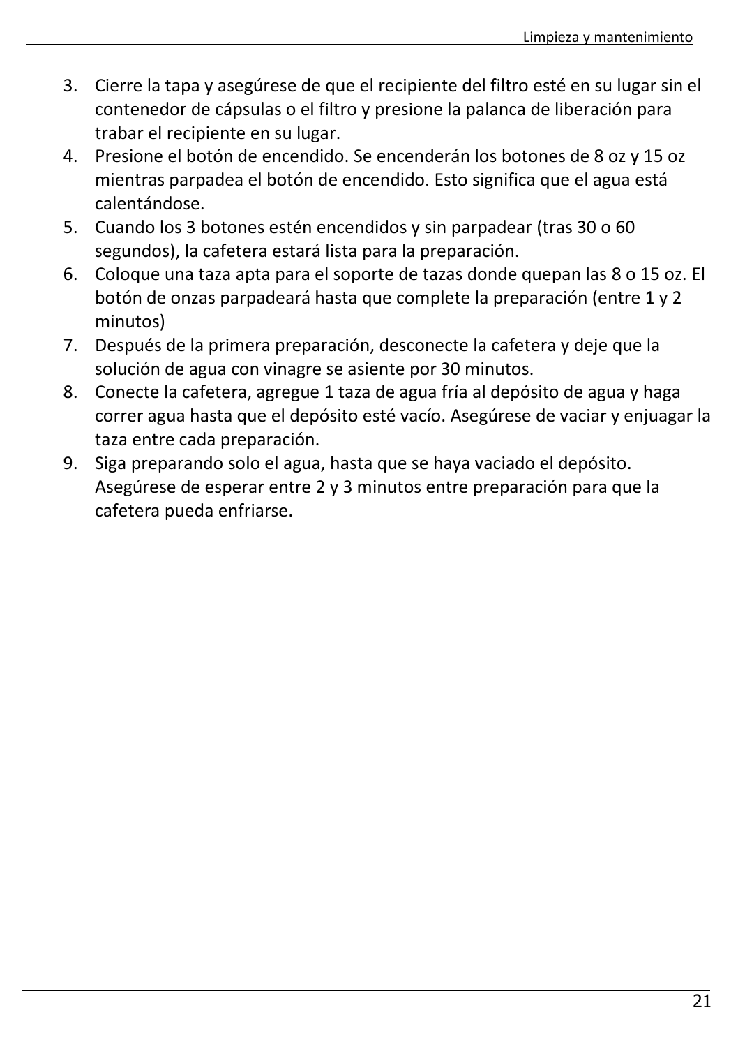3. Cierre la tapa y asegúrese de que el recipiente del filtro esté en su lugar sin el contenedor de cápsulas o el filtro y presione la palanca de liberación para trabar el recipiente en su lugar.
4. Presione el botón de encendido. Se encenderán los botones de 8 oz y 15 oz mientras parpadea el botón de encendido. Esto significa que el agua está calentándose.
5. Cuando los 3 botones estén encendidos y sin parpadear (tras 30 o 60 segundos), la cafetera estará lista para la preparación.
6. Coloque una taza apta para el soporte de tazas donde quepan las 8 o 15 oz. El botón de onzas parpadeará hasta que complete la preparación (entre 1 y 2 minutos)
7. Después de la primera preparación, desconecte la cafetera y deje que la solución de agua con vinagre se asiente por 30 minutos.
8. Conecte la cafetera, agregue 1 taza de agua fría al depósito de agua y haga correr agua hasta que el depósito esté vacío. Asegúrese de vaciar y enjuagar la taza entre cada preparación.
9. Siga preparando solo el agua, hasta que se haya vaciado el depósito. Asegúrese de esperar entre 2 y 3 minutos entre preparación para que la cafetera pueda enfriarse.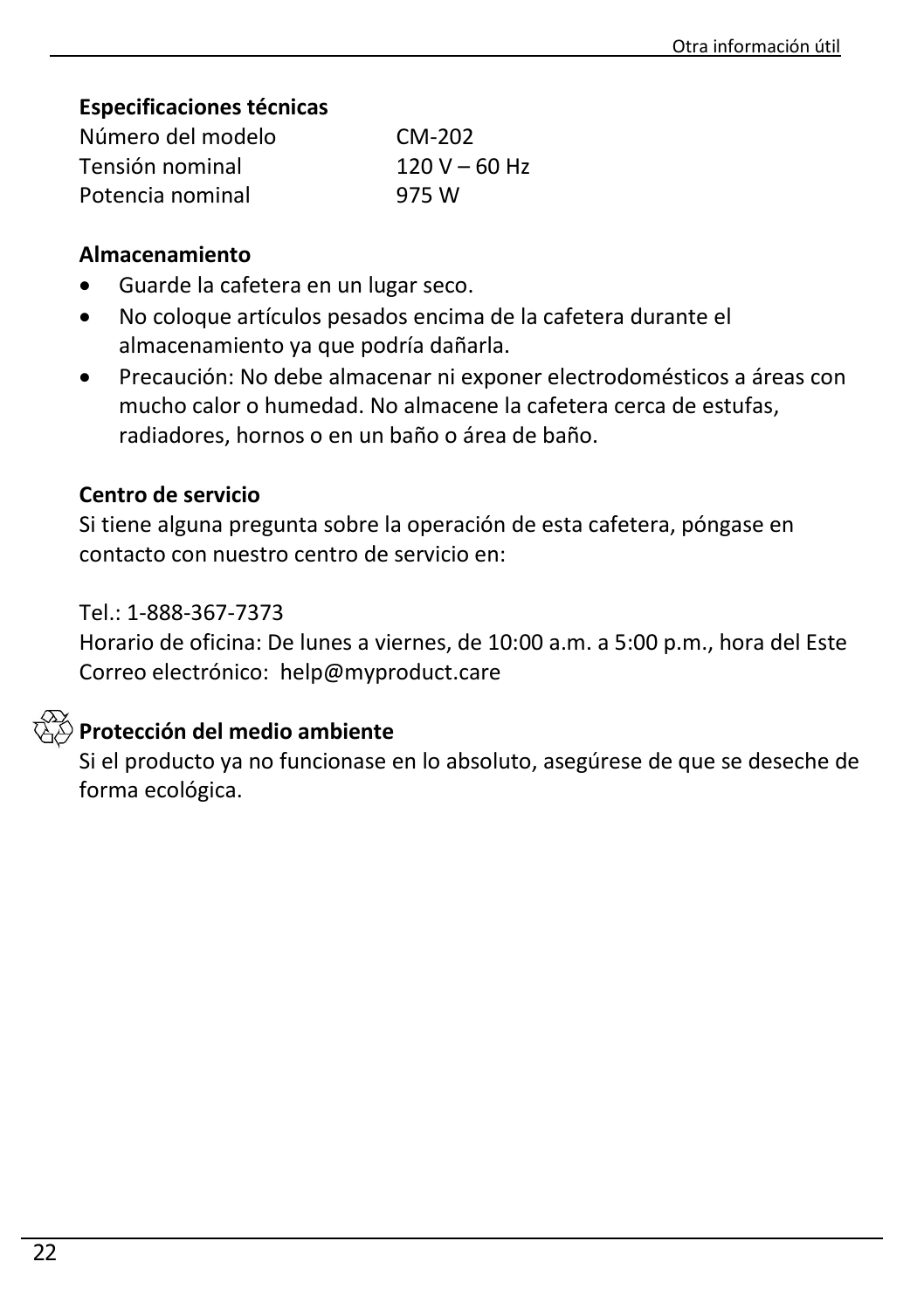**Especificaciones técnicas**

| | |
|---|---|
| Número del modelo | CM-202 |
| Tensión nominal | 120 V – 60 Hz |
| Potencia nominal | 975 W |

**Almacenamiento**

- Guarde la cafetera en un lugar seco.
- No coloque artículos pesados encima de la cafetera durante el almacenamiento ya que podría dañarla.
- Precaución: No debe almacenar ni exponer electrodomésticos a áreas con mucho calor o humedad. No almacene la cafetera cerca de estufas, radiadores, hornos o en un baño o área de baño.

**Centro de servicio**

Si tiene alguna pregunta sobre la operación de esta cafetera, póngase en contacto con nuestro centro de servicio en:

Tel.: 1-888-367-7373
Horario de oficina: De lunes a viernes, de 10:00 a.m. a 5:00 p.m., hora del Este
Correo electrónico: help@myproduct.care

**Protección del medio ambiente**

Si el producto ya no funcionase en lo absoluto, asegúrese de que se deseche de forma ecológica.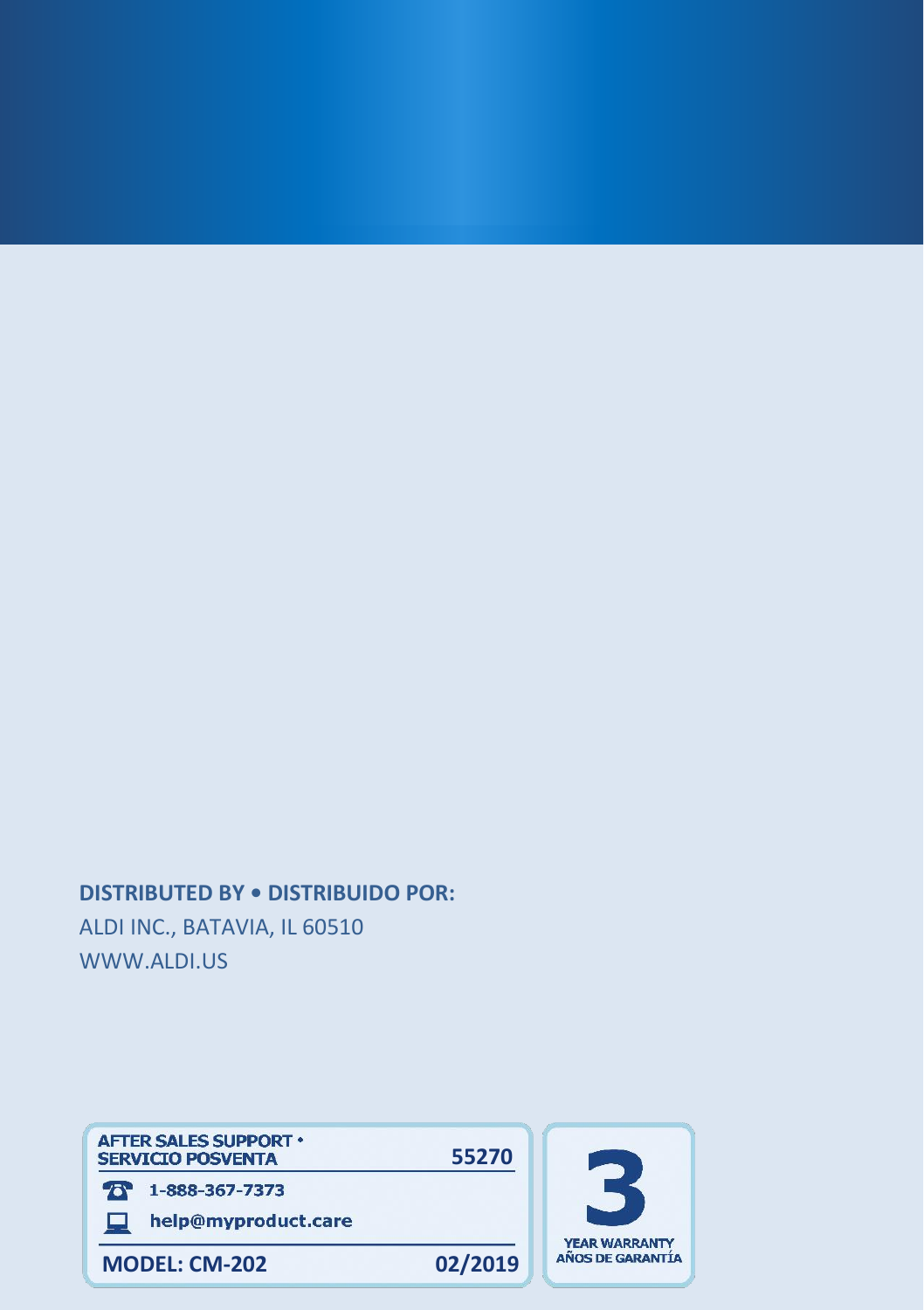**DISTRIBUTED BY • DISTRIBUIDO POR:**

ALDI INC., BATAVIA, IL 60510

WWW.ALDI.US

**AFTER SALES SUPPORT • SERVICIO POSVENTA** **55270**

1-888-367-7373

help@myproduct.care

**MODEL: CM-202** **02/2019**

**3**

**YEAR WARRANTY**
**AÑOS DE GARANTÍA**